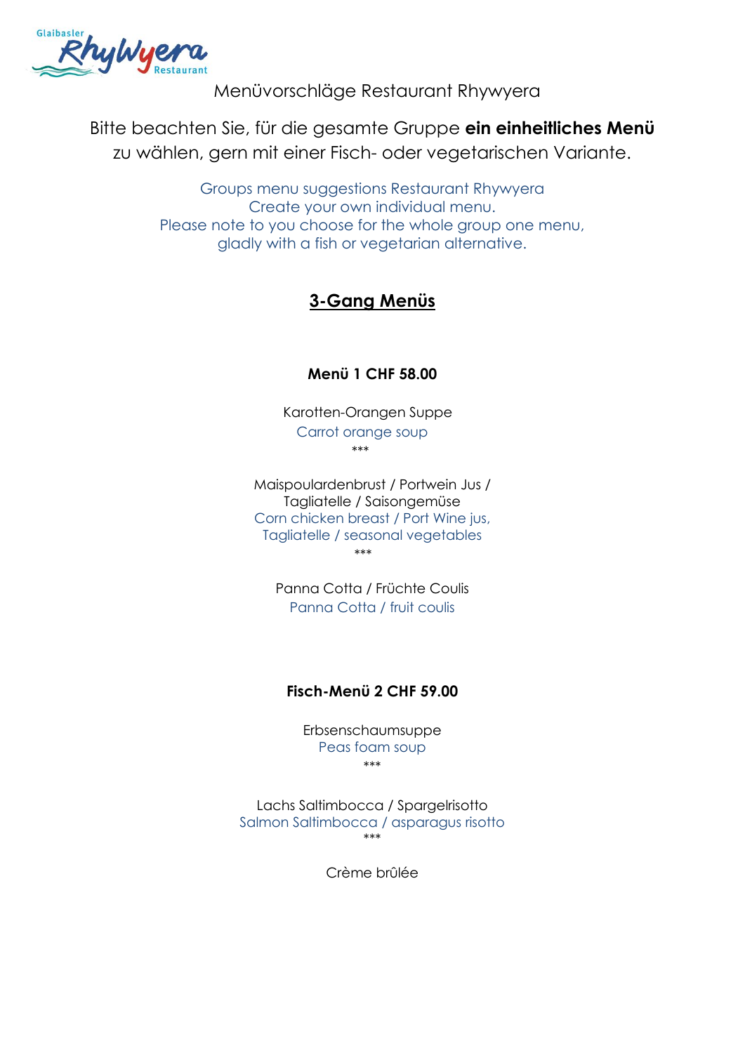Glaibasler RhyWyera Restaurant

Menüvorschläge Restaurant Rhywyera

Bitte beachten Sie, für die gesamte Gruppe **ein einheitliches Menü** zu wählen, gern mit einer Fisch- oder vegetarischen Variante.

Groups menu suggestions Restaurant Rhywyera
Create your own individual menu.
Please note to you choose for the whole group one menu,
gladly with a fish or vegetarian alternative.

## 3-Gang Menüs

### Menü 1 CHF 58.00

Karotten-Orangen Suppe
Carrot orange soup

***

Maispoulardenbrust / Portwein Jus / Tagliatelle / Saisongemüse
Corn chicken breast / Port Wine jus, Tagliatelle / seasonal vegetables

***

Panna Cotta / Früchte Coulis
Panna Cotta / fruit coulis

### Fisch-Menü 2 CHF 59.00

Erbsenschaumsuppe
Peas foam soup

***

Lachs Saltimbocca / Spargelrisotto
Salmon Saltimbocca / asparagus risotto

***

Crème brûlée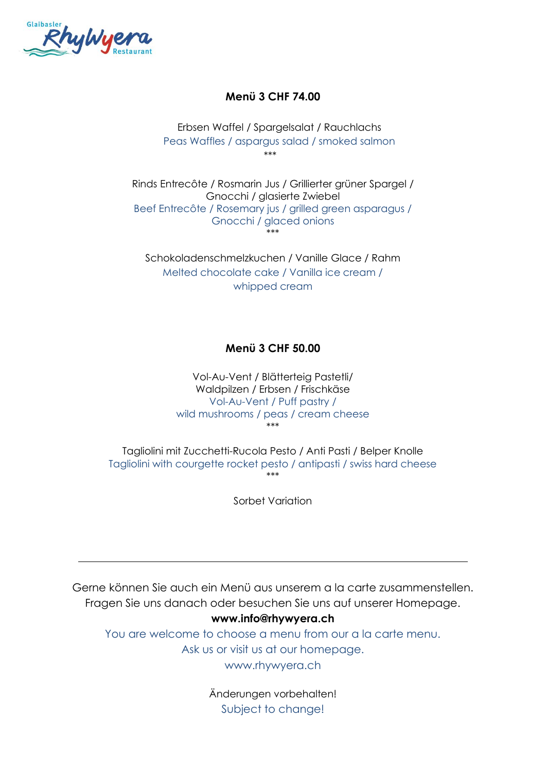Glaibasler RhyWyera Restaurant

## Menü 3 CHF 74.00

Erbsen Waffel / Spargelsalat / Rauchlachs
Peas Waffles / aspargus salad / smoked salmon
***

Rinds Entrecôte / Rosmarin Jus / Grillierter grüner Spargel / Gnocchi / glasierte Zwiebel
Beef Entrecôte / Rosemary jus / grilled green asparagus / Gnocchi / glaced onions
***

Schokoladenschmelzkuchen / Vanille Glace / Rahm
Melted chocolate cake / Vanilla ice cream / whipped cream

## Menü 3 CHF 50.00

Vol-Au-Vent / Blätterteig Pastetli/ Waldpilzen / Erbsen / Frischkäse
Vol-Au-Vent / Puff pastry / wild mushrooms / peas / cream cheese
***

Tagliolini mit Zucchetti-Rucola Pesto / Anti Pasti / Belper Knolle
Tagliolini with courgette rocket pesto / antipasti / swiss hard cheese
***

Sorbet Variation

---

Gerne können Sie auch ein Menü aus unserem a la carte zusammenstellen.
Fragen Sie uns danach oder besuchen Sie uns auf unserer Homepage.
**www.info@rhywyera.ch**
You are welcome to choose a menu from our a la carte menu.
Ask us or visit us at our homepage.
www.rhywyera.ch

Änderungen vorbehalten!
Subject to change!